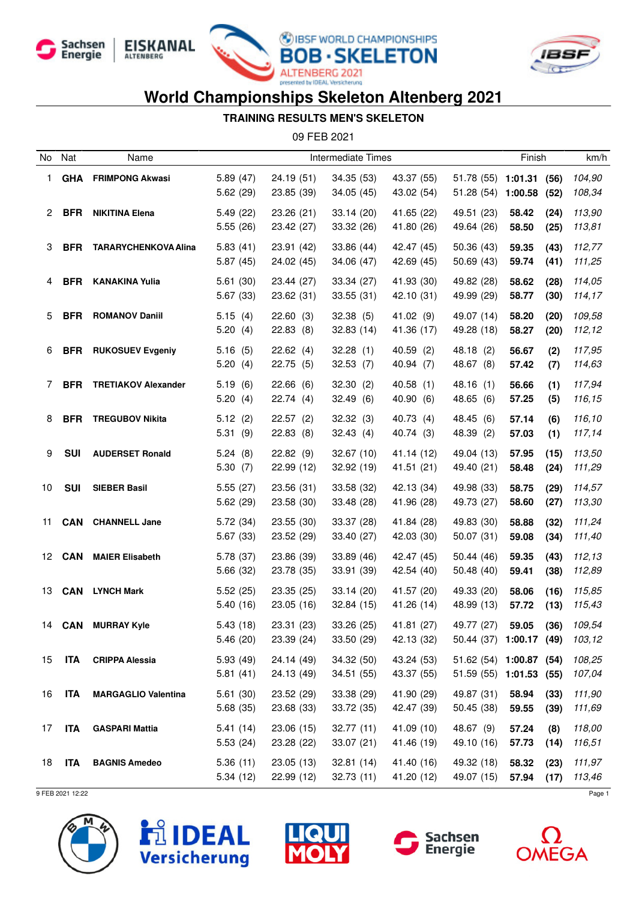# World Championships Skeleton Altenberg 2021

## TRAINING RESULTS MEN'S SKELETON

09 FEB 2021

| No | Nat | Name | Intermediate Times | | | | | Finish | | km/h |
|---|---|---|---|---|---|---|---|---|---|---|
| 1 | **GHA** | **FRIMPONG Akwasi** | 5.89 (47) | 24.19 (51) | 34.35 (53) | 43.37 (55) | 51.78 (55) | **1:01.31** | **(56)** | *104,90* |
| | | | 5.62 (29) | 23.85 (39) | 34.05 (45) | 43.02 (54) | 51.28 (54) | **1:00.58** | **(52)** | *108,34* |
| 2 | **BFR** | **NIKITINA Elena** | 5.49 (22) | 23.26 (21) | 33.14 (20) | 41.65 (22) | 49.51 (23) | **58.42** | **(24)** | *113,90* |
| | | | 5.55 (26) | 23.42 (27) | 33.32 (26) | 41.80 (26) | 49.64 (26) | **58.50** | **(25)** | *113,81* |
| 3 | **BFR** | **TARARYCHENKOVA Alina** | 5.83 (41) | 23.91 (42) | 33.86 (44) | 42.47 (45) | 50.36 (43) | **59.35** | **(43)** | *112,77* |
| | | | 5.87 (45) | 24.02 (45) | 34.06 (47) | 42.69 (45) | 50.69 (43) | **59.74** | **(41)** | *111,25* |
| 4 | **BFR** | **KANAKINA Yulia** | 5.61 (30) | 23.44 (27) | 33.34 (27) | 41.93 (30) | 49.82 (28) | **58.62** | **(28)** | *114,05* |
| | | | 5.67 (33) | 23.62 (31) | 33.55 (31) | 42.10 (31) | 49.99 (29) | **58.77** | **(30)** | *114,17* |
| 5 | **BFR** | **ROMANOV Daniil** | 5.15 (4) | 22.60 (3) | 32.38 (5) | 41.02 (9) | 49.07 (14) | **58.20** | **(20)** | *109,58* |
| | | | 5.20 (4) | 22.83 (8) | 32.83 (14) | 41.36 (17) | 49.28 (18) | **58.27** | **(20)** | *112,12* |
| 6 | **BFR** | **RUKOSUEV Evgeniy** | 5.16 (5) | 22.62 (4) | 32.28 (1) | 40.59 (2) | 48.18 (2) | **56.67** | **(2)** | *117,95* |
| | | | 5.20 (4) | 22.75 (5) | 32.53 (7) | 40.94 (7) | 48.67 (8) | **57.42** | **(7)** | *114,63* |
| 7 | **BFR** | **TRETIAKOV Alexander** | 5.19 (6) | 22.66 (6) | 32.30 (2) | 40.58 (1) | 48.16 (1) | **56.66** | **(1)** | *117,94* |
| | | | 5.20 (4) | 22.74 (4) | 32.49 (6) | 40.90 (6) | 48.65 (6) | **57.25** | **(5)** | *116,15* |
| 8 | **BFR** | **TREGUBOV Nikita** | 5.12 (2) | 22.57 (2) | 32.32 (3) | 40.73 (4) | 48.45 (6) | **57.14** | **(6)** | *116,10* |
| | | | 5.31 (9) | 22.83 (8) | 32.43 (4) | 40.74 (3) | 48.39 (2) | **57.03** | **(1)** | *117,14* |
| 9 | **SUI** | **AUDERSET Ronald** | 5.24 (8) | 22.82 (9) | 32.67 (10) | 41.14 (12) | 49.04 (13) | **57.95** | **(15)** | *113,50* |
| | | | 5.30 (7) | 22.99 (12) | 32.92 (19) | 41.51 (21) | 49.40 (21) | **58.48** | **(24)** | *111,29* |
| 10 | **SUI** | **SIEBER Basil** | 5.55 (27) | 23.56 (31) | 33.58 (32) | 42.13 (34) | 49.98 (33) | **58.75** | **(29)** | *114,57* |
| | | | 5.62 (29) | 23.58 (30) | 33.48 (28) | 41.96 (28) | 49.73 (27) | **58.60** | **(27)** | *113,30* |
| 11 | **CAN** | **CHANNELL Jane** | 5.72 (34) | 23.55 (30) | 33.37 (28) | 41.84 (28) | 49.83 (30) | **58.88** | **(32)** | *111,24* |
| | | | 5.67 (33) | 23.52 (29) | 33.40 (27) | 42.03 (30) | 50.07 (31) | **59.08** | **(34)** | *111,40* |
| 12 | **CAN** | **MAIER Elisabeth** | 5.78 (37) | 23.86 (39) | 33.89 (46) | 42.47 (45) | 50.44 (46) | **59.35** | **(43)** | *112,13* |
| | | | 5.66 (32) | 23.78 (35) | 33.91 (39) | 42.54 (40) | 50.48 (40) | **59.41** | **(38)** | *112,89* |
| 13 | **CAN** | **LYNCH Mark** | 5.52 (25) | 23.35 (25) | 33.14 (20) | 41.57 (20) | 49.33 (20) | **58.06** | **(16)** | *115,85* |
| | | | 5.40 (16) | 23.05 (16) | 32.84 (15) | 41.26 (14) | 48.99 (13) | **57.72** | **(13)** | *115,43* |
| 14 | **CAN** | **MURRAY Kyle** | 5.43 (18) | 23.31 (23) | 33.26 (25) | 41.81 (27) | 49.77 (27) | **59.05** | **(36)** | *109,54* |
| | | | 5.46 (20) | 23.39 (24) | 33.50 (29) | 42.13 (32) | 50.44 (37) | **1:00.17** | **(49)** | *103,12* |
| 15 | **ITA** | **CRIPPA Alessia** | 5.93 (49) | 24.14 (49) | 34.32 (50) | 43.24 (53) | 51.62 (54) | **1:00.87** | **(54)** | *108,25* |
| | | | 5.81 (41) | 24.13 (49) | 34.51 (55) | 43.37 (55) | 51.59 (55) | **1:01.53** | **(55)** | *107,04* |
| 16 | **ITA** | **MARGAGLIO Valentina** | 5.61 (30) | 23.52 (29) | 33.38 (29) | 41.90 (29) | 49.87 (31) | **58.94** | **(33)** | *111,90* |
| | | | 5.68 (35) | 23.68 (33) | 33.72 (35) | 42.47 (39) | 50.45 (38) | **59.55** | **(39)** | *111,69* |
| 17 | **ITA** | **GASPARI Mattia** | 5.41 (14) | 23.06 (15) | 32.77 (11) | 41.09 (10) | 48.67 (9) | **57.24** | **(8)** | *118,00* |
| | | | 5.53 (24) | 23.28 (22) | 33.07 (21) | 41.46 (19) | 49.10 (16) | **57.73** | **(14)** | *116,51* |
| 18 | **ITA** | **BAGNIS Amedeo** | 5.36 (11) | 23.05 (13) | 32.81 (14) | 41.40 (16) | 49.32 (18) | **58.32** | **(23)** | *111,97* |
| | | | 5.34 (12) | 22.99 (12) | 32.73 (11) | 41.20 (12) | 49.07 (15) | **57.94** | **(17)** | *113,46* |

9 FEB 2021 12:22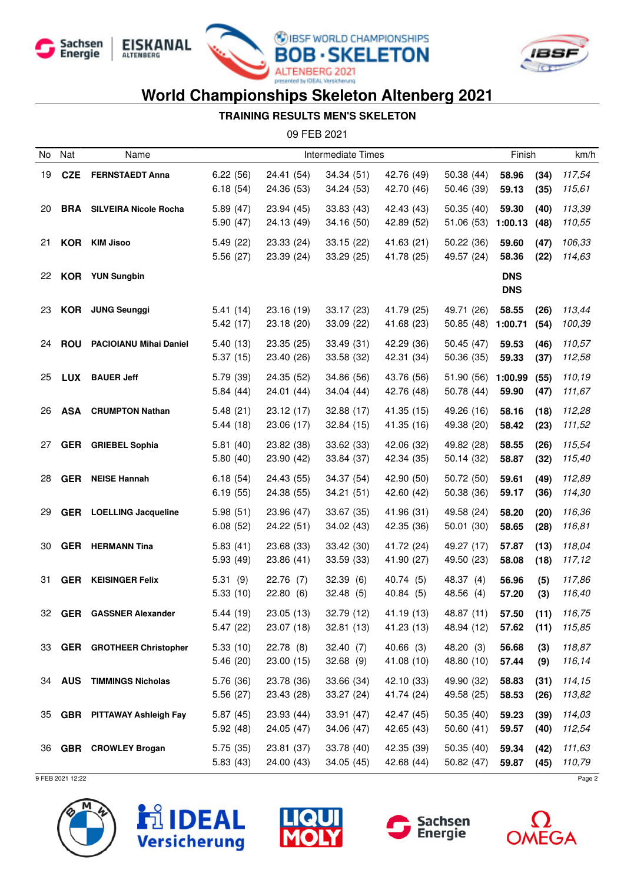# World Championships Skeleton Altenberg 2021

## TRAINING RESULTS MEN'S SKELETON

09 FEB 2021

| No | Nat | Name | Intermediate Times | | | | | Finish | | km/h |
|---|---|---|---|---|---|---|---|---|---|---|
| 19 | CZE | FERNSTAEDT Anna | 6.22 (56) | 24.41 (54) | 34.34 (51) | 42.76 (49) | 50.38 (44) | 58.96 | (34) | 117,54 |
| | | | 6.18 (54) | 24.36 (53) | 34.24 (53) | 42.70 (46) | 50.46 (39) | 59.13 | (35) | 115,61 |
| 20 | BRA | SILVEIRA Nicole Rocha | 5.89 (47) | 23.94 (45) | 33.83 (43) | 42.43 (43) | 50.35 (40) | 59.30 | (40) | 113,39 |
| | | | 5.90 (47) | 24.13 (49) | 34.16 (50) | 42.89 (52) | 51.06 (53) | 1:00.13 | (48) | 110,55 |
| 21 | KOR | KIM Jisoo | 5.49 (22) | 23.33 (24) | 33.15 (22) | 41.63 (21) | 50.22 (36) | 59.60 | (47) | 106,33 |
| | | | 5.56 (27) | 23.39 (24) | 33.29 (25) | 41.78 (25) | 49.57 (24) | 58.36 | (22) | 114,63 |
| 22 | KOR | YUN Sungbin | | | | | | DNS | | |
| | | | | | | | | DNS | | |
| 23 | KOR | JUNG Seunggi | 5.41 (14) | 23.16 (19) | 33.17 (23) | 41.79 (25) | 49.71 (26) | 58.55 | (26) | 113,44 |
| | | | 5.42 (17) | 23.18 (20) | 33.09 (22) | 41.68 (23) | 50.85 (48) | 1:00.71 | (54) | 100,39 |
| 24 | ROU | PACIOIANU Mihai Daniel | 5.40 (13) | 23.35 (25) | 33.49 (31) | 42.29 (36) | 50.45 (47) | 59.53 | (46) | 110,57 |
| | | | 5.37 (15) | 23.40 (26) | 33.58 (32) | 42.31 (34) | 50.36 (35) | 59.33 | (37) | 112,58 |
| 25 | LUX | BAUER Jeff | 5.79 (39) | 24.35 (52) | 34.86 (56) | 43.76 (56) | 51.90 (56) | 1:00.99 | (55) | 110,19 |
| | | | 5.84 (44) | 24.01 (44) | 34.04 (44) | 42.76 (48) | 50.78 (44) | 59.90 | (47) | 111,67 |
| 26 | ASA | CRUMPTON Nathan | 5.48 (21) | 23.12 (17) | 32.88 (17) | 41.35 (15) | 49.26 (16) | 58.16 | (18) | 112,28 |
| | | | 5.44 (18) | 23.06 (17) | 32.84 (15) | 41.35 (16) | 49.38 (20) | 58.42 | (23) | 111,52 |
| 27 | GER | GRIEBEL Sophia | 5.81 (40) | 23.82 (38) | 33.62 (33) | 42.06 (32) | 49.82 (28) | 58.55 | (26) | 115,54 |
| | | | 5.80 (40) | 23.90 (42) | 33.84 (37) | 42.34 (35) | 50.14 (32) | 58.87 | (32) | 115,40 |
| 28 | GER | NEISE Hannah | 6.18 (54) | 24.43 (55) | 34.37 (54) | 42.90 (50) | 50.72 (50) | 59.61 | (49) | 112,89 |
| | | | 6.19 (55) | 24.38 (55) | 34.21 (51) | 42.60 (42) | 50.38 (36) | 59.17 | (36) | 114,30 |
| 29 | GER | LOELLING Jacqueline | 5.98 (51) | 23.96 (47) | 33.67 (35) | 41.96 (31) | 49.58 (24) | 58.20 | (20) | 116,36 |
| | | | 6.08 (52) | 24.22 (51) | 34.02 (43) | 42.35 (36) | 50.01 (30) | 58.65 | (28) | 116,81 |
| 30 | GER | HERMANN Tina | 5.83 (41) | 23.68 (33) | 33.42 (30) | 41.72 (24) | 49.27 (17) | 57.87 | (13) | 118,04 |
| | | | 5.93 (49) | 23.86 (41) | 33.59 (33) | 41.90 (27) | 49.50 (23) | 58.08 | (18) | 117,12 |
| 31 | GER | KEISINGER Felix | 5.31 (9) | 22.76 (7) | 32.39 (6) | 40.74 (5) | 48.37 (4) | 56.96 | (5) | 117,86 |
| | | | 5.33 (10) | 22.80 (6) | 32.48 (5) | 40.84 (5) | 48.56 (4) | 57.20 | (3) | 116,40 |
| 32 | GER | GASSNER Alexander | 5.44 (19) | 23.05 (13) | 32.79 (12) | 41.19 (13) | 48.87 (11) | 57.50 | (11) | 116,75 |
| | | | 5.47 (22) | 23.07 (18) | 32.81 (13) | 41.23 (13) | 48.94 (12) | 57.62 | (11) | 115,85 |
| 33 | GER | GROTHEER Christopher | 5.33 (10) | 22.78 (8) | 32.40 (7) | 40.66 (3) | 48.20 (3) | 56.68 | (3) | 118,87 |
| | | | 5.46 (20) | 23.00 (15) | 32.68 (9) | 41.08 (10) | 48.80 (10) | 57.44 | (9) | 116,14 |
| 34 | AUS | TIMMINGS Nicholas | 5.76 (36) | 23.78 (36) | 33.66 (34) | 42.10 (33) | 49.90 (32) | 58.83 | (31) | 114,15 |
| | | | 5.56 (27) | 23.43 (28) | 33.27 (24) | 41.74 (24) | 49.58 (25) | 58.53 | (26) | 113,82 |
| 35 | GBR | PITTAWAY Ashleigh Fay | 5.87 (45) | 23.93 (44) | 33.91 (47) | 42.47 (45) | 50.35 (40) | 59.23 | (39) | 114,03 |
| | | | 5.92 (48) | 24.05 (47) | 34.06 (47) | 42.65 (43) | 50.60 (41) | 59.57 | (40) | 112,54 |
| 36 | GBR | CROWLEY Brogan | 5.75 (35) | 23.81 (37) | 33.78 (40) | 42.35 (39) | 50.35 (40) | 59.34 | (42) | 111,63 |
| | | | 5.83 (43) | 24.00 (43) | 34.05 (45) | 42.68 (44) | 50.82 (47) | 59.87 | (45) | 110,79 |

9 FEB 2021 12:22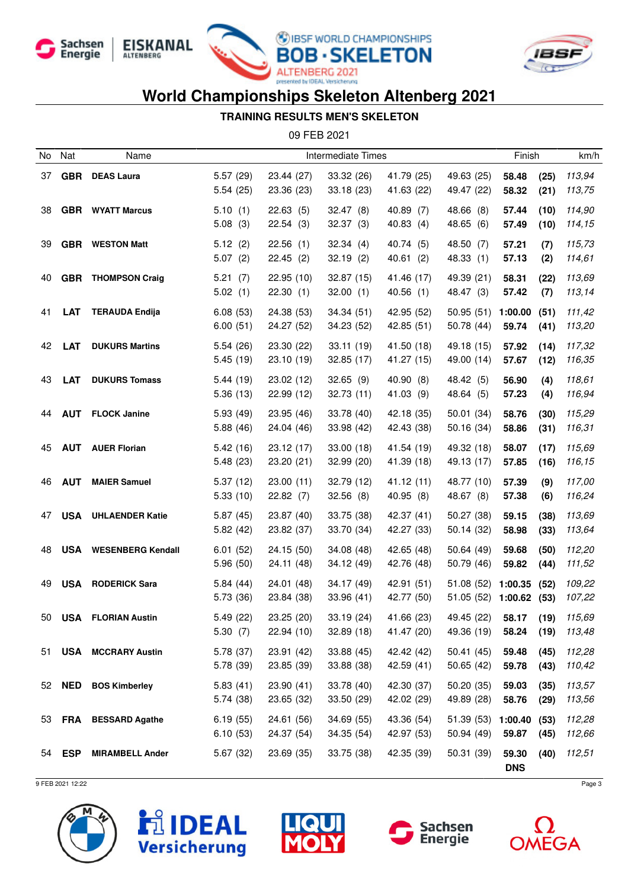# World Championships Skeleton Altenberg 2021

**TRAINING RESULTS MEN'S SKELETON**

09 FEB 2021

| No | Nat | Name | Intermediate Times | | | | | Finish | | km/h |
|---|---|---|---|---|---|---|---|---|---|---|
| 37 | **GBR** | **DEAS Laura** | 5.57 (29) | 23.44 (27) | 33.32 (26) | 41.79 (25) | 49.63 (25) | **58.48** | **(25)** | *113,94* |
| | | | 5.54 (25) | 23.36 (23) | 33.18 (23) | 41.63 (22) | 49.47 (22) | **58.32** | **(21)** | *113,75* |
| 38 | **GBR** | **WYATT Marcus** | 5.10 (1) | 22.63 (5) | 32.47 (8) | 40.89 (7) | 48.66 (8) | **57.44** | **(10)** | *114,90* |
| | | | 5.08 (3) | 22.54 (3) | 32.37 (3) | 40.83 (4) | 48.65 (6) | **57.49** | **(10)** | *114,15* |
| 39 | **GBR** | **WESTON Matt** | 5.12 (2) | 22.56 (1) | 32.34 (4) | 40.74 (5) | 48.50 (7) | **57.21** | **(7)** | *115,73* |
| | | | 5.07 (2) | 22.45 (2) | 32.19 (2) | 40.61 (2) | 48.33 (1) | **57.13** | **(2)** | *114,61* |
| 40 | **GBR** | **THOMPSON Craig** | 5.21 (7) | 22.95 (10) | 32.87 (15) | 41.46 (17) | 49.39 (21) | **58.31** | **(22)** | *113,69* |
| | | | 5.02 (1) | 22.30 (1) | 32.00 (1) | 40.56 (1) | 48.47 (3) | **57.42** | **(7)** | *113,14* |
| 41 | **LAT** | **TERAUDA Endija** | 6.08 (53) | 24.38 (53) | 34.34 (51) | 42.95 (52) | 50.95 (51) | **1:00.00** | **(51)** | *111,42* |
| | | | 6.00 (51) | 24.27 (52) | 34.23 (52) | 42.85 (51) | 50.78 (44) | **59.74** | **(41)** | *113,20* |
| 42 | **LAT** | **DUKURS Martins** | 5.54 (26) | 23.30 (22) | 33.11 (19) | 41.50 (18) | 49.18 (15) | **57.92** | **(14)** | *117,32* |
| | | | 5.45 (19) | 23.10 (19) | 32.85 (17) | 41.27 (15) | 49.00 (14) | **57.67** | **(12)** | *116,35* |
| 43 | **LAT** | **DUKURS Tomass** | 5.44 (19) | 23.02 (12) | 32.65 (9) | 40.90 (8) | 48.42 (5) | **56.90** | **(4)** | *118,61* |
| | | | 5.36 (13) | 22.99 (12) | 32.73 (11) | 41.03 (9) | 48.64 (5) | **57.23** | **(4)** | *116,94* |
| 44 | **AUT** | **FLOCK Janine** | 5.93 (49) | 23.95 (46) | 33.78 (40) | 42.18 (35) | 50.01 (34) | **58.76** | **(30)** | *115,29* |
| | | | 5.88 (46) | 24.04 (46) | 33.98 (42) | 42.43 (38) | 50.16 (34) | **58.86** | **(31)** | *116,31* |
| 45 | **AUT** | **AUER Florian** | 5.42 (16) | 23.12 (17) | 33.00 (18) | 41.54 (19) | 49.32 (18) | **58.07** | **(17)** | *115,69* |
| | | | 5.48 (23) | 23.20 (21) | 32.99 (20) | 41.39 (18) | 49.13 (17) | **57.85** | **(16)** | *116,15* |
| 46 | **AUT** | **MAIER Samuel** | 5.37 (12) | 23.00 (11) | 32.79 (12) | 41.12 (11) | 48.77 (10) | **57.39** | **(9)** | *117,00* |
| | | | 5.33 (10) | 22.82 (7) | 32.56 (8) | 40.95 (8) | 48.67 (8) | **57.38** | **(6)** | *116,24* |
| 47 | **USA** | **UHLAENDER Katie** | 5.87 (45) | 23.87 (40) | 33.75 (38) | 42.37 (41) | 50.27 (38) | **59.15** | **(38)** | *113,69* |
| | | | 5.82 (42) | 23.82 (37) | 33.70 (34) | 42.27 (33) | 50.14 (32) | **58.98** | **(33)** | *113,64* |
| 48 | **USA** | **WESENBERG Kendall** | 6.01 (52) | 24.15 (50) | 34.08 (48) | 42.65 (48) | 50.64 (49) | **59.68** | **(50)** | *112,20* |
| | | | 5.96 (50) | 24.11 (48) | 34.12 (49) | 42.76 (48) | 50.79 (46) | **59.82** | **(44)** | *111,52* |
| 49 | **USA** | **RODERICK Sara** | 5.84 (44) | 24.01 (48) | 34.17 (49) | 42.91 (51) | 51.08 (52) | **1:00.35** | **(52)** | *109,22* |
| | | | 5.73 (36) | 23.84 (38) | 33.96 (41) | 42.77 (50) | 51.05 (52) | **1:00.62** | **(53)** | *107,22* |
| 50 | **USA** | **FLORIAN Austin** | 5.49 (22) | 23.25 (20) | 33.19 (24) | 41.66 (23) | 49.45 (22) | **58.17** | **(19)** | *115,69* |
| | | | 5.30 (7) | 22.94 (10) | 32.89 (18) | 41.47 (20) | 49.36 (19) | **58.24** | **(19)** | *113,48* |
| 51 | **USA** | **MCCRARY Austin** | 5.78 (37) | 23.91 (42) | 33.88 (45) | 42.42 (42) | 50.41 (45) | **59.48** | **(45)** | *112,28* |
| | | | 5.78 (39) | 23.85 (39) | 33.88 (38) | 42.59 (41) | 50.65 (42) | **59.78** | **(43)** | *110,42* |
| 52 | **NED** | **BOS Kimberley** | 5.83 (41) | 23.90 (41) | 33.78 (40) | 42.30 (37) | 50.20 (35) | **59.03** | **(35)** | *113,57* |
| | | | 5.74 (38) | 23.65 (32) | 33.50 (29) | 42.02 (29) | 49.89 (28) | **58.76** | **(29)** | *113,56* |
| 53 | **FRA** | **BESSARD Agathe** | 6.19 (55) | 24.61 (56) | 34.69 (55) | 43.36 (54) | 51.39 (53) | **1:00.40** | **(53)** | *112,28* |
| | | | 6.10 (53) | 24.37 (54) | 34.35 (54) | 42.97 (53) | 50.94 (49) | **59.87** | **(45)** | *112,66* |
| 54 | **ESP** | **MIRAMBELL Ander** | 5.67 (32) | 23.69 (35) | 33.75 (38) | 42.35 (39) | 50.31 (39) | **59.30** | **(40)** | *112,51* |
| | | | | | | | | **DNS** | | |

9 FEB 2021 12:22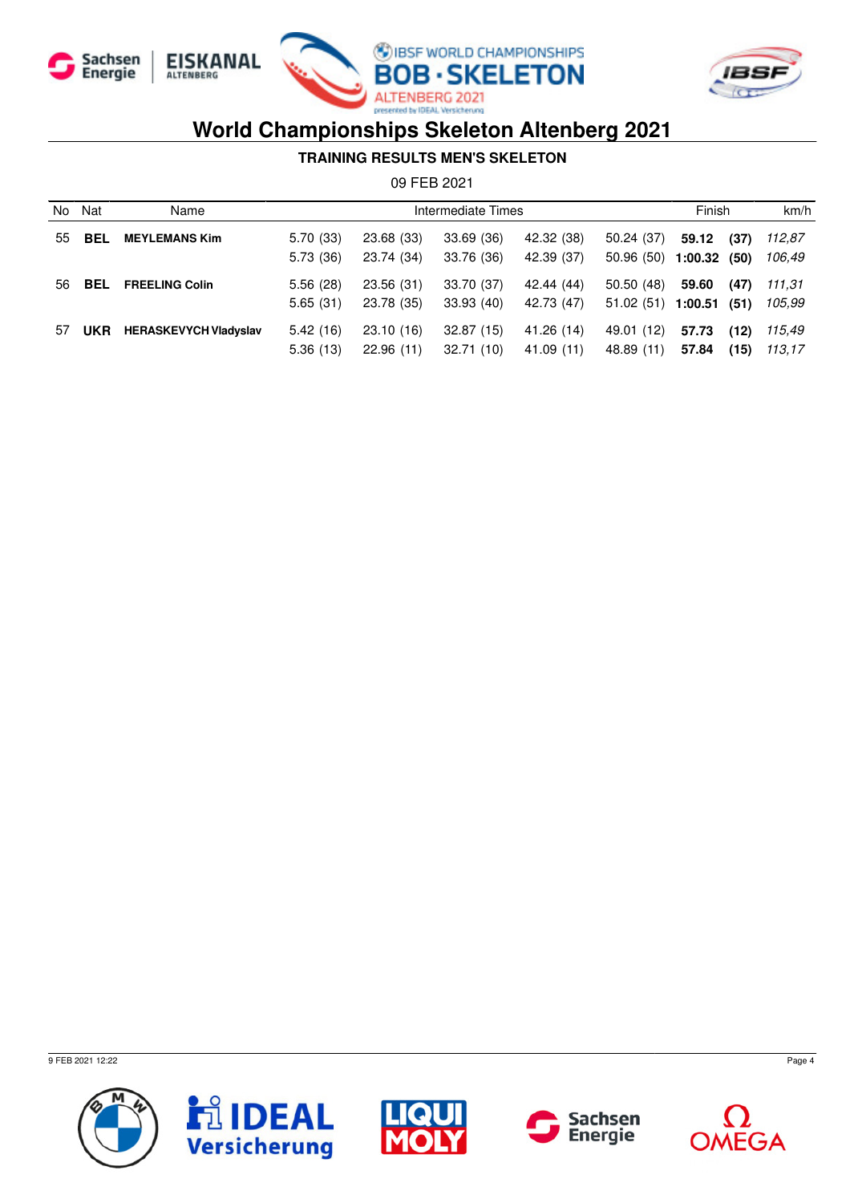# World Championships Skeleton Altenberg 2021

## TRAINING RESULTS MEN'S SKELETON

09 FEB 2021

| No | Nat | Name | Intermediate Times | | | | | Finish | | km/h |
|---|---|---|---|---|---|---|---|---|---|---|
| 55 | **BEL** | **MEYLEMANS Kim** | 5.70 (33) | 23.68 (33) | 33.69 (36) | 42.32 (38) | 50.24 (37) | **59.12** | **(37)** | *112,87* |
| | | | 5.73 (36) | 23.74 (34) | 33.76 (36) | 42.39 (37) | 50.96 (50) | **1:00.32** | **(50)** | *106,49* |
| 56 | **BEL** | **FREELING Colin** | 5.56 (28) | 23.56 (31) | 33.70 (37) | 42.44 (44) | 50.50 (48) | **59.60** | **(47)** | *111,31* |
| | | | 5.65 (31) | 23.78 (35) | 33.93 (40) | 42.73 (47) | 51.02 (51) | **1:00.51** | **(51)** | *105,99* |
| 57 | **UKR** | **HERASKEVYCH Vladyslav** | 5.42 (16) | 23.10 (16) | 32.87 (15) | 41.26 (14) | 49.01 (12) | **57.73** | **(12)** | *115,49* |
| | | | 5.36 (13) | 22.96 (11) | 32.71 (10) | 41.09 (11) | 48.89 (11) | **57.84** | **(15)** | *113,17* |

9 FEB 2021 12:22